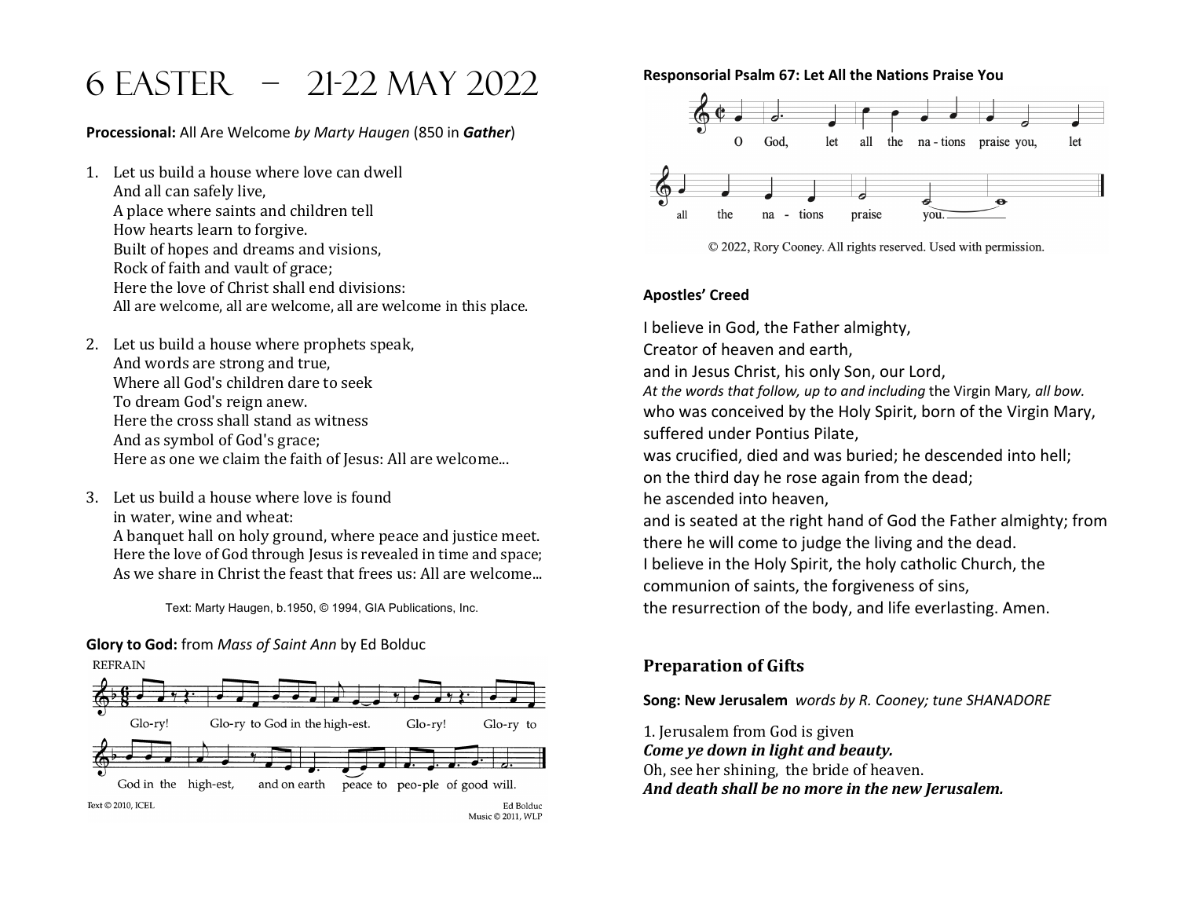# 6 Easter – 21-22 May 2022

**Processional:** All Are Welcome *by Marty Haugen* (850 in ***Gather***)

1. Let us build a house where love can dwell
   And all can safely live,
   A place where saints and children tell
   How hearts learn to forgive.
   Built of hopes and dreams and visions,
   Rock of faith and vault of grace;
   Here the love of Christ shall end divisions:
   All are welcome, all are welcome, all are welcome in this place.

2. Let us build a house where prophets speak,
   And words are strong and true,
   Where all God's children dare to seek
   To dream God's reign anew.
   Here the cross shall stand as witness
   And as symbol of God's grace;
   Here as one we claim the faith of Jesus: All are welcome...

3. Let us build a house where love is found
   in water, wine and wheat:
   A banquet hall on holy ground, where peace and justice meet.
   Here the love of God through Jesus is revealed in time and space;
   As we share in Christ the feast that frees us: All are welcome...

Text: Marty Haugen, b.1950, © 1994, GIA Publications, Inc.

**Glory to God:** from *Mass of Saint Ann* by Ed Bolduc

REFRAIN

Glo-ry! Glo-ry to God in the high-est. Glo-ry! Glo-ry to God in the high-est, and on earth peace to peo-ple of good will.

Text © 2010, ICEL

Ed Bolduc
Music © 2011, WLP

**Responsorial Psalm 67: Let All the Nations Praise You**

O God, let all the na-tions praise you, let all the na-tions praise you.

© 2022, Rory Cooney. All rights reserved. Used with permission.

**Apostles' Creed**

I believe in God, the Father almighty,
Creator of heaven and earth,
and in Jesus Christ, his only Son, our Lord,
*At the words that follow, up to and including* the Virgin Mary, *all bow.*
who was conceived by the Holy Spirit, born of the Virgin Mary,
suffered under Pontius Pilate,
was crucified, died and was buried; he descended into hell;
on the third day he rose again from the dead;
he ascended into heaven,
and is seated at the right hand of God the Father almighty; from there he will come to judge the living and the dead.
I believe in the Holy Spirit, the holy catholic Church, the communion of saints, the forgiveness of sins,
the resurrection of the body, and life everlasting. Amen.

## Preparation of Gifts

**Song: New Jerusalem** *words by R. Cooney; tune SHANADORE*

1. Jerusalem from God is given
***Come ye down in light and beauty.***
Oh, see her shining, the bride of heaven.
***And death shall be no more in the new Jerusalem.***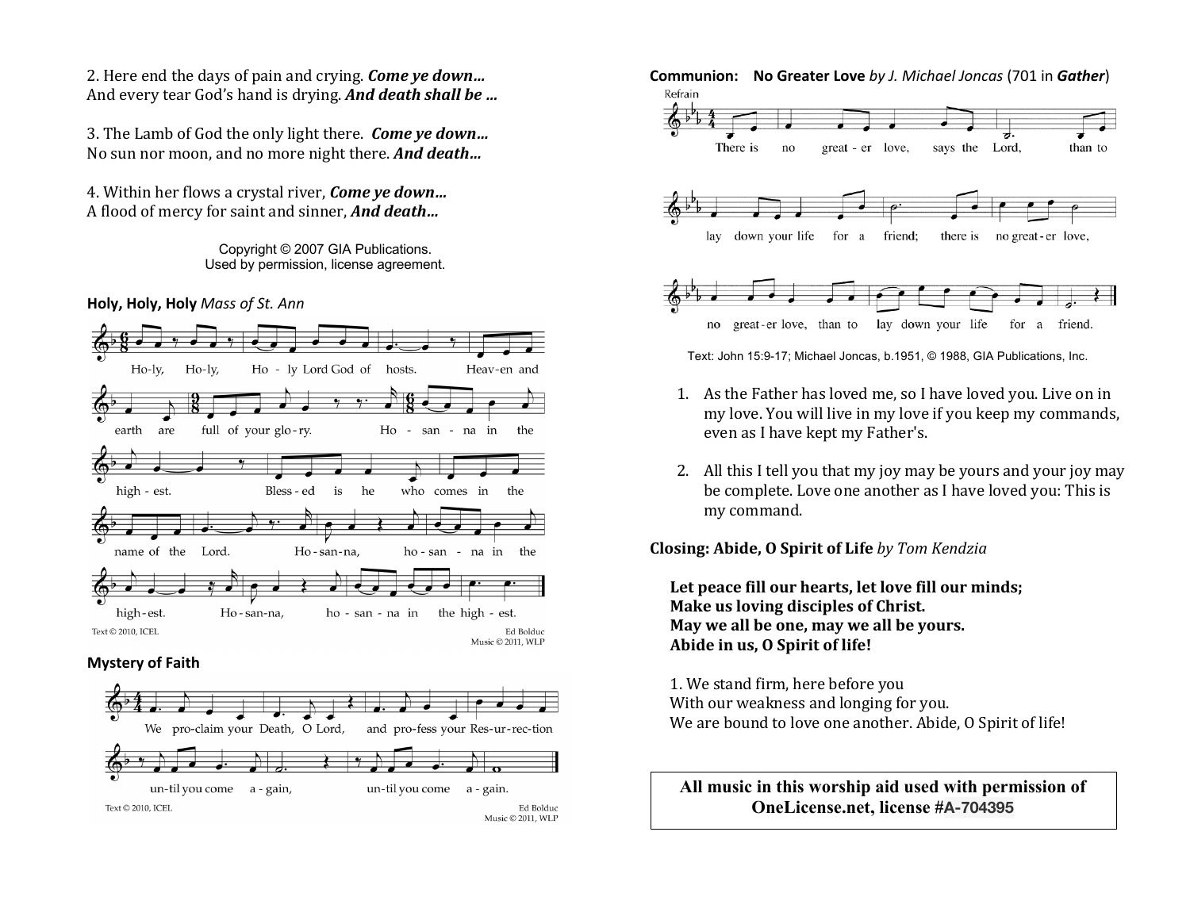2. Here end the days of pain and crying. ***Come ye down…***
And every tear God's hand is drying. ***And death shall be …***

3. The Lamb of God the only light there. ***Come ye down…***
No sun nor moon, and no more night there. ***And death…***

4. Within her flows a crystal river, ***Come ye down…***
A flood of mercy for saint and sinner, ***And death…***

Copyright © 2007 GIA Publications.
Used by permission, license agreement.

**Holy, Holy, Holy** *Mass of St. Ann*

Ho-ly, Ho-ly, Ho - ly Lord God of hosts. Heav-en and earth are full of your glo-ry. Ho - san - na in the high - est. Bless - ed is he who comes in the name of the Lord. Ho - san-na, ho - san - na in the high-est. Ho - san-na, ho - san - na in the high - est.

Text © 2010, ICEL
Ed Bolduc
Music © 2011, WLP

**Mystery of Faith**

We pro-claim your Death, O Lord, and pro-fess your Res-ur-rec-tion un-til you come a - gain, un-til you come a - gain.

Text © 2010, ICEL
Ed Bolduc
Music © 2011, WLP

**Communion: No Greater Love** *by J. Michael Joncas* (701 in ***Gather***)

Refrain

There is no great - er love, says the Lord, than to lay down your life for a friend; there is no great - er love, no great - er love, than to lay down your life for a friend.

Text: John 15:9-17; Michael Joncas, b.1951, © 1988, GIA Publications, Inc.

1. As the Father has loved me, so I have loved you. Live on in my love. You will live in my love if you keep my commands, even as I have kept my Father's.

2. All this I tell you that my joy may be yours and your joy may be complete. Love one another as I have loved you: This is my command.

**Closing: Abide, O Spirit of Life** *by Tom Kendzia*

**Let peace fill our hearts, let love fill our minds;**
**Make us loving disciples of Christ.**
**May we all be one, may we all be yours.**
**Abide in us, O Spirit of life!**

1. We stand firm, here before you
With our weakness and longing for you.
We are bound to love one another. Abide, O Spirit of life!

**All music in this worship aid used with permission of OneLicense.net, license #A-704395**